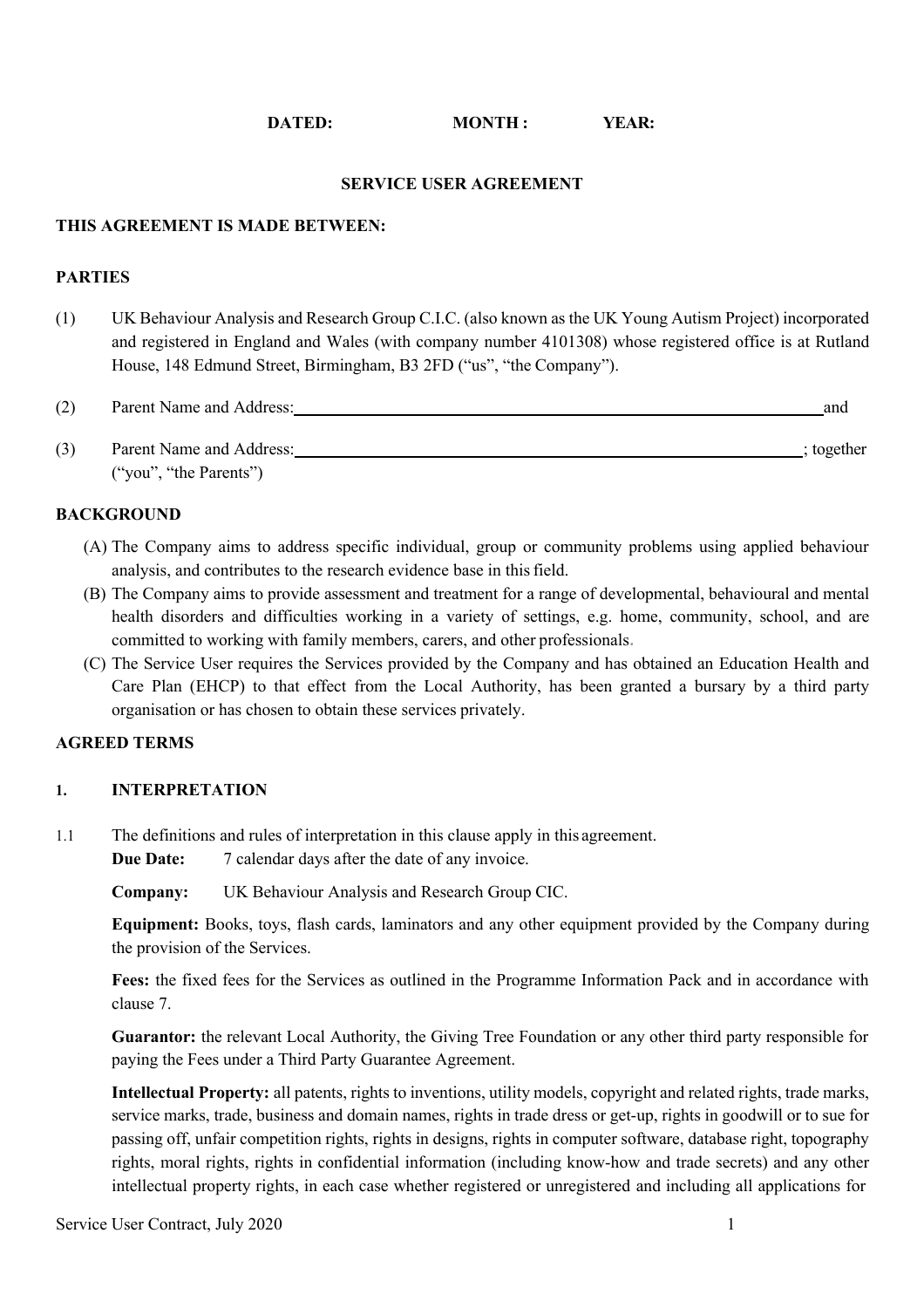**DATED: MONTH : YEAR:**

## SERVICE USER AGREEMENT

**THIS AGREEMENT IS MADE BETWEEN:**

**PARTIES**

(1) UK Behaviour Analysis and Research Group C.I.C. (also known as the UK Young Autism Project) incorporated and registered in England and Wales (with company number 4101308) whose registered office is at Rutland House, 148 Edmund Street, Birmingham, B3 2FD ("us", "the Company").

(2) Parent Name and Address:\_\_\_\_\_\_\_\_\_\_\_\_\_\_\_\_\_\_\_\_\_\_\_\_\_\_\_\_\_\_\_\_\_\_\_\_\_\_\_\_\_\_\_\_\_\_\_\_\_\_\_\_\_\_\_\_\_\_\_\_\_\_\_\_\_\_ and

(3) Parent Name and Address:\_\_\_\_\_\_\_\_\_\_\_\_\_\_\_\_\_\_\_\_\_\_\_\_\_\_\_\_\_\_\_\_\_\_\_\_\_\_\_\_\_\_\_\_\_\_\_\_\_\_\_\_\_\_\_\_\_\_\_\_\_\_\_\_; together ("you", "the Parents")

**BACKGROUND**

(A) The Company aims to address specific individual, group or community problems using applied behaviour analysis, and contributes to the research evidence base in this field.

(B) The Company aims to provide assessment and treatment for a range of developmental, behavioural and mental health disorders and difficulties working in a variety of settings, e.g. home, community, school, and are committed to working with family members, carers, and other professionals.

(C) The Service User requires the Services provided by the Company and has obtained an Education Health and Care Plan (EHCP) to that effect from the Local Authority, has been granted a bursary by a third party organisation or has chosen to obtain these services privately.

**AGREED TERMS**

### 1. INTERPRETATION

1.1 The definitions and rules of interpretation in this clause apply in this agreement.

**Due Date:** 7 calendar days after the date of any invoice.

**Company:** UK Behaviour Analysis and Research Group CIC.

**Equipment:** Books, toys, flash cards, laminators and any other equipment provided by the Company during the provision of the Services.

**Fees:** the fixed fees for the Services as outlined in the Programme Information Pack and in accordance with clause 7.

**Guarantor:** the relevant Local Authority, the Giving Tree Foundation or any other third party responsible for paying the Fees under a Third Party Guarantee Agreement.

**Intellectual Property:** all patents, rights to inventions, utility models, copyright and related rights, trade marks, service marks, trade, business and domain names, rights in trade dress or get-up, rights in goodwill or to sue for passing off, unfair competition rights, rights in designs, rights in computer software, database right, topography rights, moral rights, rights in confidential information (including know-how and trade secrets) and any other intellectual property rights, in each case whether registered or unregistered and including all applications for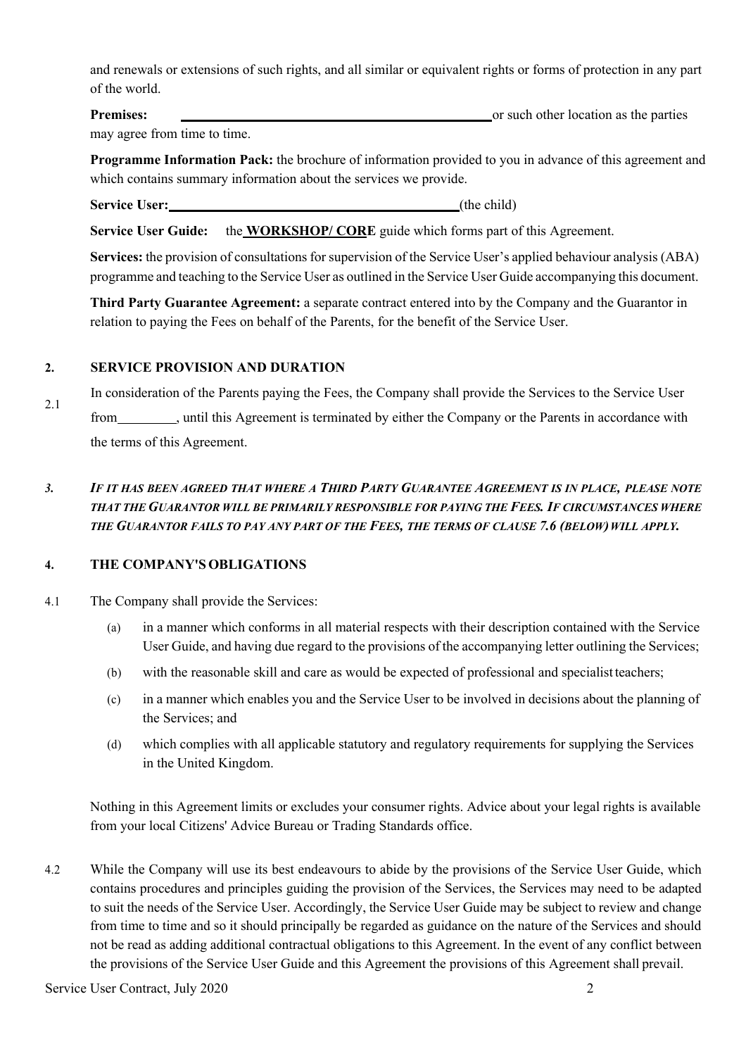and renewals or extensions of such rights, and all similar or equivalent rights or forms of protection in any part of the world.

**Premises:** ______________________________________________ or such other location as the parties may agree from time to time.

**Programme Information Pack:** the brochure of information provided to you in advance of this agreement and which contains summary information about the services we provide.

**Service User:** ___________________________________________ (the child)

**Service User Guide:** the **WORKSHOP/ CORE** guide which forms part of this Agreement.

**Services:** the provision of consultations for supervision of the Service User's applied behaviour analysis (ABA) programme and teaching to the Service User as outlined in the Service User Guide accompanying this document.

**Third Party Guarantee Agreement:** a separate contract entered into by the Company and the Guarantor in relation to paying the Fees on behalf of the Parents, for the benefit of the Service User.

## 2. SERVICE PROVISION AND DURATION

2.1 In consideration of the Parents paying the Fees, the Company shall provide the Services to the Service User from_________, until this Agreement is terminated by either the Company or the Parents in accordance with the terms of this Agreement.

## *3. If it has been agreed that where a Third Party Guarantee Agreement is in place, please note that the Guarantor will be primarily responsible for paying the Fees. If circumstances where the Guarantor fails to pay any part of the Fees, the terms of clause 7.6 (below) will apply.*

## 4. THE COMPANY'S OBLIGATIONS

4.1 The Company shall provide the Services:

(a) in a manner which conforms in all material respects with their description contained with the Service User Guide, and having due regard to the provisions of the accompanying letter outlining the Services;

(b) with the reasonable skill and care as would be expected of professional and specialist teachers;

(c) in a manner which enables you and the Service User to be involved in decisions about the planning of the Services; and

(d) which complies with all applicable statutory and regulatory requirements for supplying the Services in the United Kingdom.

Nothing in this Agreement limits or excludes your consumer rights. Advice about your legal rights is available from your local Citizens' Advice Bureau or Trading Standards office.

4.2 While the Company will use its best endeavours to abide by the provisions of the Service User Guide, which contains procedures and principles guiding the provision of the Services, the Services may need to be adapted to suit the needs of the Service User. Accordingly, the Service User Guide may be subject to review and change from time to time and so it should principally be regarded as guidance on the nature of the Services and should not be read as adding additional contractual obligations to this Agreement. In the event of any conflict between the provisions of the Service User Guide and this Agreement the provisions of this Agreement shall prevail.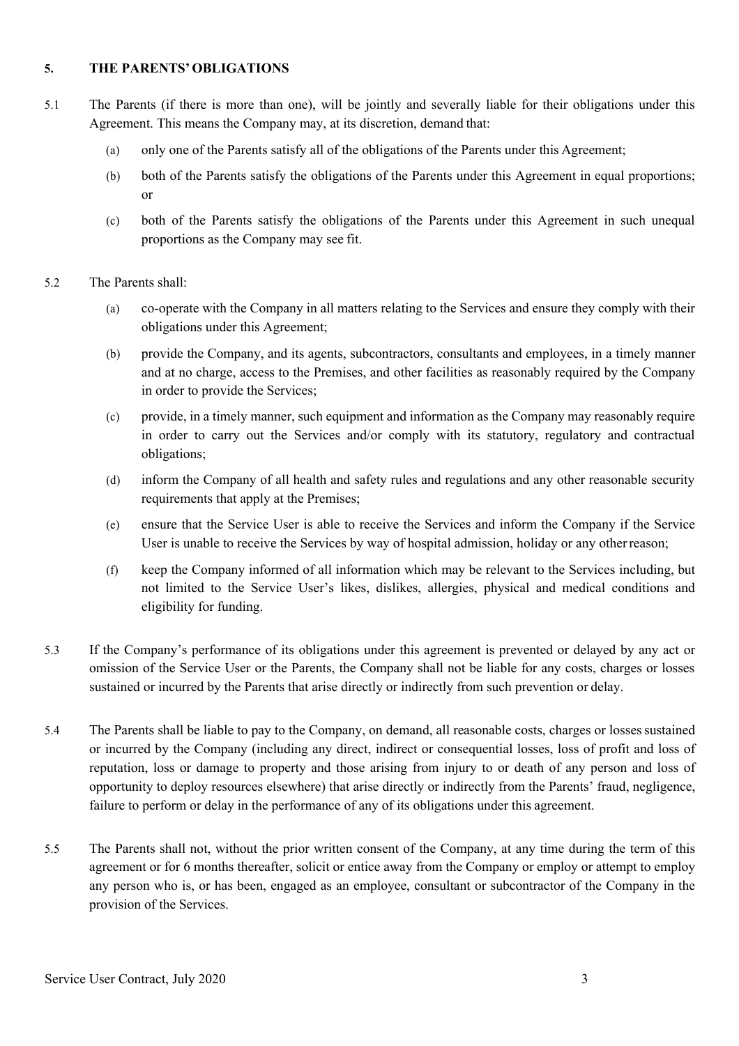## 5. THE PARENTS' OBLIGATIONS

5.1 The Parents (if there is more than one), will be jointly and severally liable for their obligations under this Agreement. This means the Company may, at its discretion, demand that:

(a) only one of the Parents satisfy all of the obligations of the Parents under this Agreement;

(b) both of the Parents satisfy the obligations of the Parents under this Agreement in equal proportions; or

(c) both of the Parents satisfy the obligations of the Parents under this Agreement in such unequal proportions as the Company may see fit.

5.2 The Parents shall:

(a) co-operate with the Company in all matters relating to the Services and ensure they comply with their obligations under this Agreement;

(b) provide the Company, and its agents, subcontractors, consultants and employees, in a timely manner and at no charge, access to the Premises, and other facilities as reasonably required by the Company in order to provide the Services;

(c) provide, in a timely manner, such equipment and information as the Company may reasonably require in order to carry out the Services and/or comply with its statutory, regulatory and contractual obligations;

(d) inform the Company of all health and safety rules and regulations and any other reasonable security requirements that apply at the Premises;

(e) ensure that the Service User is able to receive the Services and inform the Company if the Service User is unable to receive the Services by way of hospital admission, holiday or any other reason;

(f) keep the Company informed of all information which may be relevant to the Services including, but not limited to the Service User's likes, dislikes, allergies, physical and medical conditions and eligibility for funding.

5.3 If the Company's performance of its obligations under this agreement is prevented or delayed by any act or omission of the Service User or the Parents, the Company shall not be liable for any costs, charges or losses sustained or incurred by the Parents that arise directly or indirectly from such prevention or delay.

5.4 The Parents shall be liable to pay to the Company, on demand, all reasonable costs, charges or losses sustained or incurred by the Company (including any direct, indirect or consequential losses, loss of profit and loss of reputation, loss or damage to property and those arising from injury to or death of any person and loss of opportunity to deploy resources elsewhere) that arise directly or indirectly from the Parents' fraud, negligence, failure to perform or delay in the performance of any of its obligations under this agreement.

5.5 The Parents shall not, without the prior written consent of the Company, at any time during the term of this agreement or for 6 months thereafter, solicit or entice away from the Company or employ or attempt to employ any person who is, or has been, engaged as an employee, consultant or subcontractor of the Company in the provision of the Services.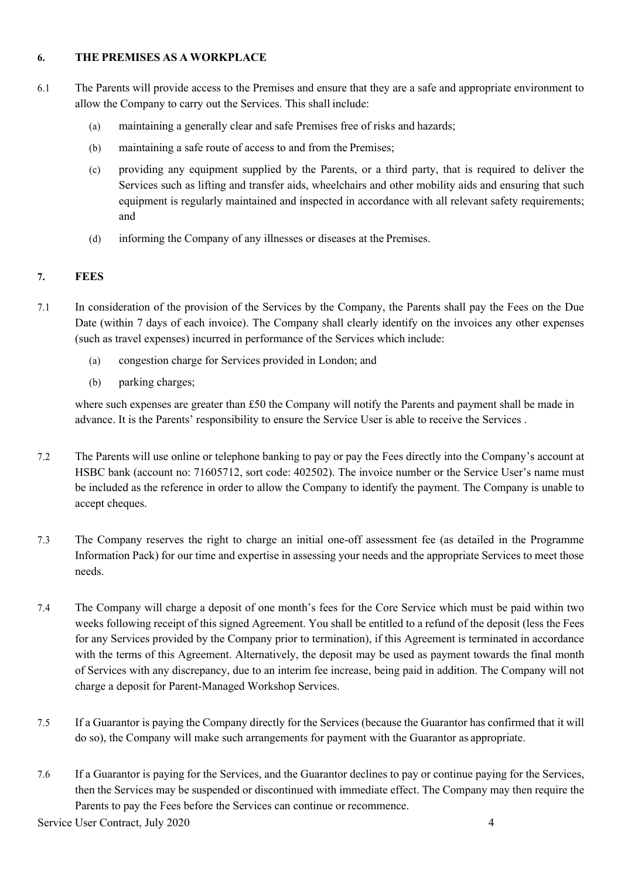## 6. THE PREMISES AS A WORKPLACE

6.1 The Parents will provide access to the Premises and ensure that they are a safe and appropriate environment to allow the Company to carry out the Services. This shall include:

(a) maintaining a generally clear and safe Premises free of risks and hazards;

(b) maintaining a safe route of access to and from the Premises;

(c) providing any equipment supplied by the Parents, or a third party, that is required to deliver the Services such as lifting and transfer aids, wheelchairs and other mobility aids and ensuring that such equipment is regularly maintained and inspected in accordance with all relevant safety requirements; and

(d) informing the Company of any illnesses or diseases at the Premises.

## 7. FEES

7.1 In consideration of the provision of the Services by the Company, the Parents shall pay the Fees on the Due Date (within 7 days of each invoice). The Company shall clearly identify on the invoices any other expenses (such as travel expenses) incurred in performance of the Services which include:

(a) congestion charge for Services provided in London; and

(b) parking charges;

where such expenses are greater than £50 the Company will notify the Parents and payment shall be made in advance. It is the Parents' responsibility to ensure the Service User is able to receive the Services .

7.2 The Parents will use online or telephone banking to pay or pay the Fees directly into the Company's account at HSBC bank (account no: 71605712, sort code: 402502). The invoice number or the Service User's name must be included as the reference in order to allow the Company to identify the payment. The Company is unable to accept cheques.

7.3 The Company reserves the right to charge an initial one-off assessment fee (as detailed in the Programme Information Pack) for our time and expertise in assessing your needs and the appropriate Services to meet those needs.

7.4 The Company will charge a deposit of one month's fees for the Core Service which must be paid within two weeks following receipt of this signed Agreement. You shall be entitled to a refund of the deposit (less the Fees for any Services provided by the Company prior to termination), if this Agreement is terminated in accordance with the terms of this Agreement. Alternatively, the deposit may be used as payment towards the final month of Services with any discrepancy, due to an interim fee increase, being paid in addition. The Company will not charge a deposit for Parent-Managed Workshop Services.

7.5 If a Guarantor is paying the Company directly for the Services (because the Guarantor has confirmed that it will do so), the Company will make such arrangements for payment with the Guarantor as appropriate.

7.6 If a Guarantor is paying for the Services, and the Guarantor declines to pay or continue paying for the Services, then the Services may be suspended or discontinued with immediate effect. The Company may then require the Parents to pay the Fees before the Services can continue or recommence.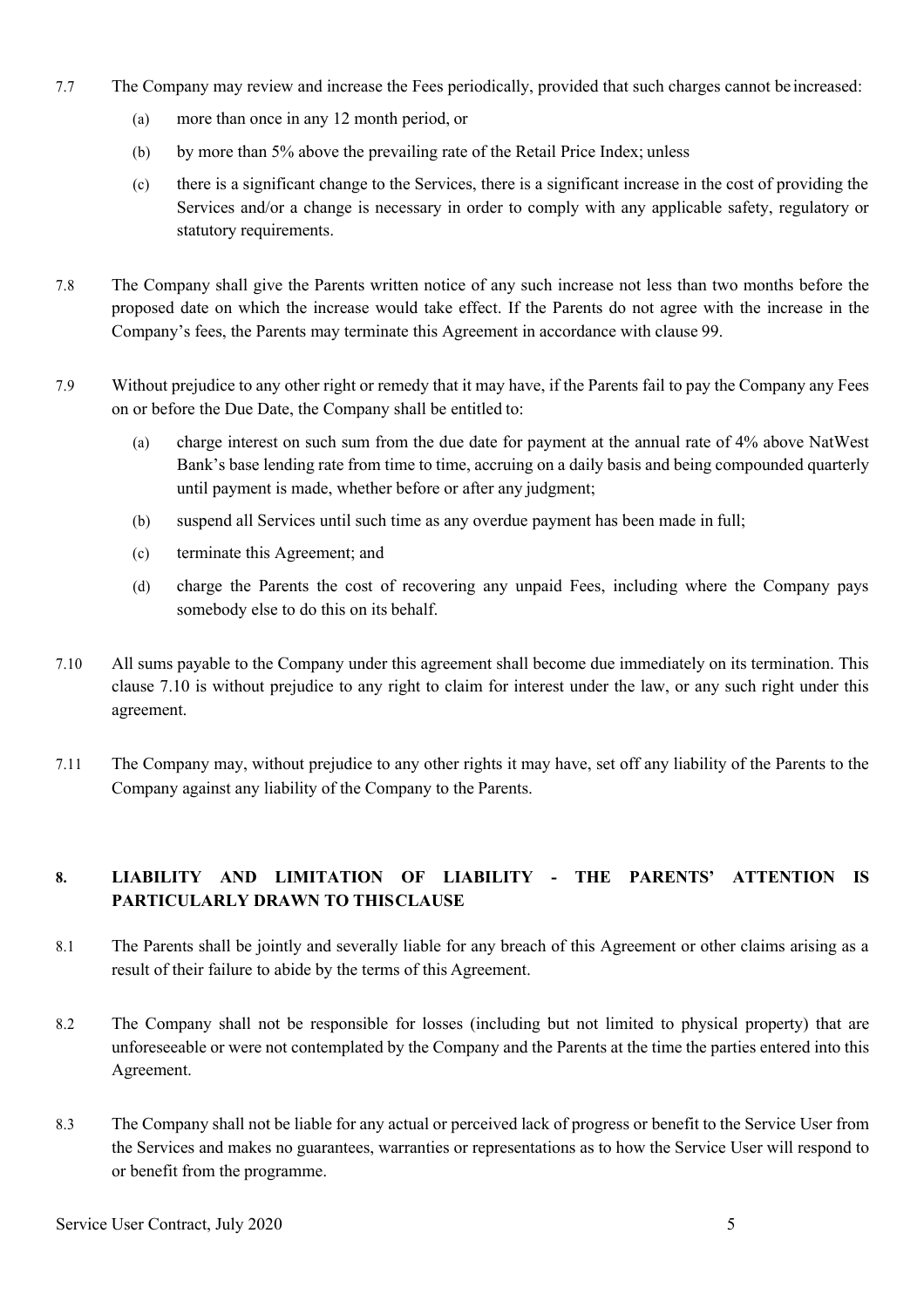7.7 The Company may review and increase the Fees periodically, provided that such charges cannot be increased:

(a) more than once in any 12 month period, or

(b) by more than 5% above the prevailing rate of the Retail Price Index; unless

(c) there is a significant change to the Services, there is a significant increase in the cost of providing the Services and/or a change is necessary in order to comply with any applicable safety, regulatory or statutory requirements.

7.8 The Company shall give the Parents written notice of any such increase not less than two months before the proposed date on which the increase would take effect. If the Parents do not agree with the increase in the Company's fees, the Parents may terminate this Agreement in accordance with clause 99.

7.9 Without prejudice to any other right or remedy that it may have, if the Parents fail to pay the Company any Fees on or before the Due Date, the Company shall be entitled to:

(a) charge interest on such sum from the due date for payment at the annual rate of 4% above NatWest Bank's base lending rate from time to time, accruing on a daily basis and being compounded quarterly until payment is made, whether before or after any judgment;

(b) suspend all Services until such time as any overdue payment has been made in full;

(c) terminate this Agreement; and

(d) charge the Parents the cost of recovering any unpaid Fees, including where the Company pays somebody else to do this on its behalf.

7.10 All sums payable to the Company under this agreement shall become due immediately on its termination. This clause 7.10 is without prejudice to any right to claim for interest under the law, or any such right under this agreement.

7.11 The Company may, without prejudice to any other rights it may have, set off any liability of the Parents to the Company against any liability of the Company to the Parents.

## 8. LIABILITY AND LIMITATION OF LIABILITY - THE PARENTS' ATTENTION IS PARTICULARLY DRAWN TO THISCLAUSE

8.1 The Parents shall be jointly and severally liable for any breach of this Agreement or other claims arising as a result of their failure to abide by the terms of this Agreement.

8.2 The Company shall not be responsible for losses (including but not limited to physical property) that are unforeseeable or were not contemplated by the Company and the Parents at the time the parties entered into this Agreement.

8.3 The Company shall not be liable for any actual or perceived lack of progress or benefit to the Service User from the Services and makes no guarantees, warranties or representations as to how the Service User will respond to or benefit from the programme.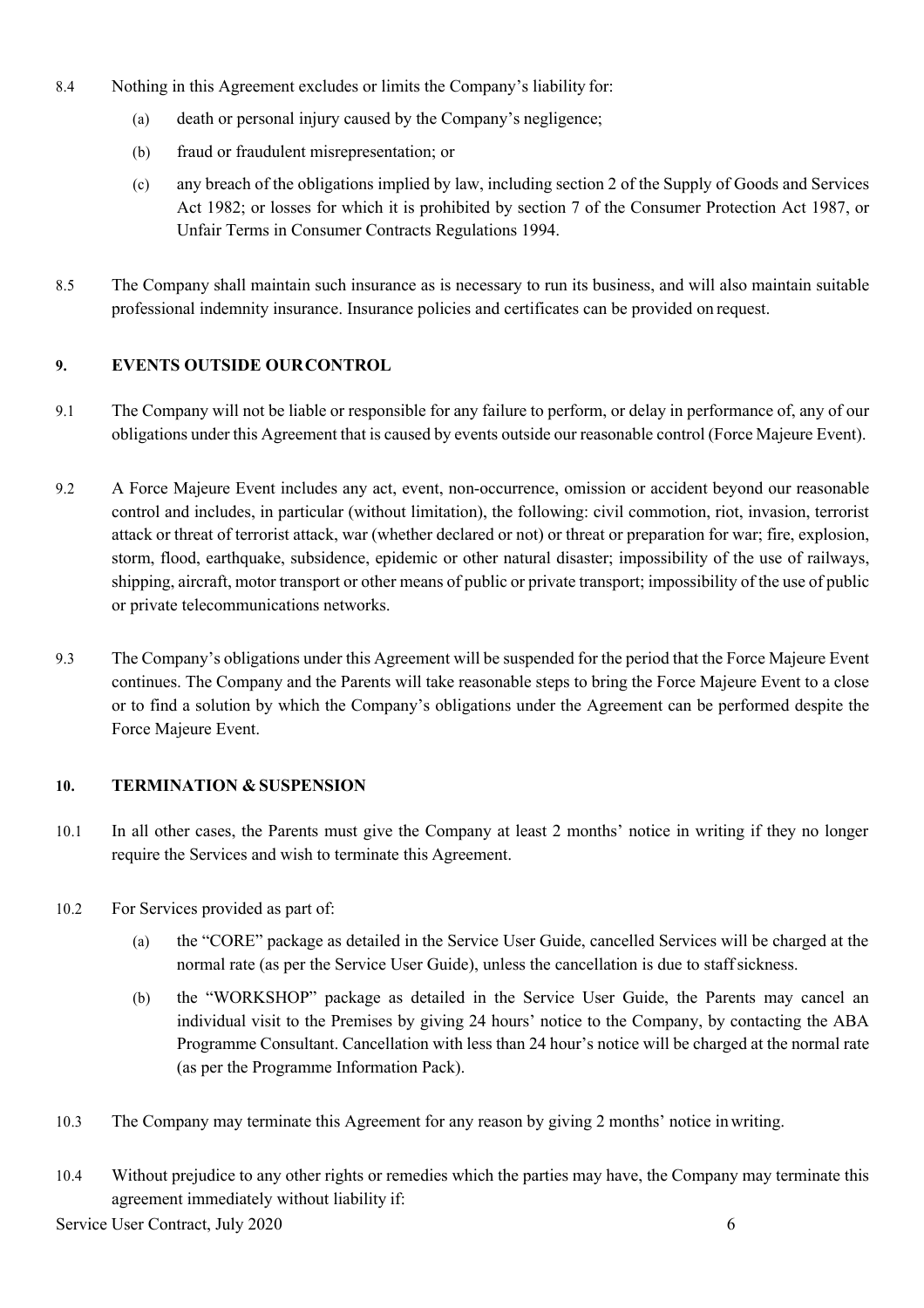8.4 Nothing in this Agreement excludes or limits the Company's liability for:

(a) death or personal injury caused by the Company's negligence;

(b) fraud or fraudulent misrepresentation; or

(c) any breach of the obligations implied by law, including section 2 of the Supply of Goods and Services Act 1982; or losses for which it is prohibited by section 7 of the Consumer Protection Act 1987, or Unfair Terms in Consumer Contracts Regulations 1994.

8.5 The Company shall maintain such insurance as is necessary to run its business, and will also maintain suitable professional indemnity insurance. Insurance policies and certificates can be provided on request.

## 9. EVENTS OUTSIDE OUR CONTROL

9.1 The Company will not be liable or responsible for any failure to perform, or delay in performance of, any of our obligations under this Agreement that is caused by events outside our reasonable control (Force Majeure Event).

9.2 A Force Majeure Event includes any act, event, non-occurrence, omission or accident beyond our reasonable control and includes, in particular (without limitation), the following: civil commotion, riot, invasion, terrorist attack or threat of terrorist attack, war (whether declared or not) or threat or preparation for war; fire, explosion, storm, flood, earthquake, subsidence, epidemic or other natural disaster; impossibility of the use of railways, shipping, aircraft, motor transport or other means of public or private transport; impossibility of the use of public or private telecommunications networks.

9.3 The Company's obligations under this Agreement will be suspended for the period that the Force Majeure Event continues. The Company and the Parents will take reasonable steps to bring the Force Majeure Event to a close or to find a solution by which the Company's obligations under the Agreement can be performed despite the Force Majeure Event.

## 10. TERMINATION & SUSPENSION

10.1 In all other cases, the Parents must give the Company at least 2 months' notice in writing if they no longer require the Services and wish to terminate this Agreement.

10.2 For Services provided as part of:

(a) the "CORE" package as detailed in the Service User Guide, cancelled Services will be charged at the normal rate (as per the Service User Guide), unless the cancellation is due to staff sickness.

(b) the "WORKSHOP" package as detailed in the Service User Guide, the Parents may cancel an individual visit to the Premises by giving 24 hours' notice to the Company, by contacting the ABA Programme Consultant. Cancellation with less than 24 hour's notice will be charged at the normal rate (as per the Programme Information Pack).

10.3 The Company may terminate this Agreement for any reason by giving 2 months' notice in writing.

10.4 Without prejudice to any other rights or remedies which the parties may have, the Company may terminate this agreement immediately without liability if: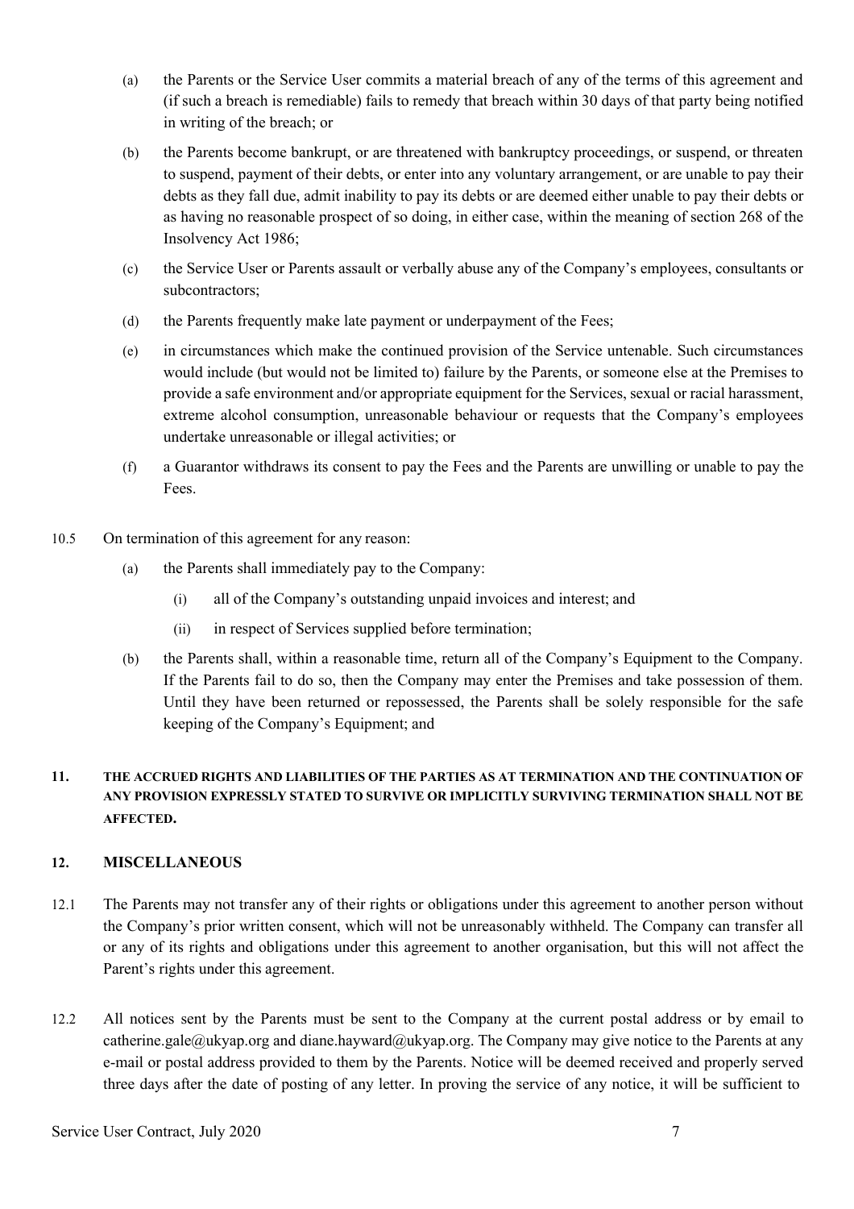(a) the Parents or the Service User commits a material breach of any of the terms of this agreement and (if such a breach is remediable) fails to remedy that breach within 30 days of that party being notified in writing of the breach; or

(b) the Parents become bankrupt, or are threatened with bankruptcy proceedings, or suspend, or threaten to suspend, payment of their debts, or enter into any voluntary arrangement, or are unable to pay their debts as they fall due, admit inability to pay its debts or are deemed either unable to pay their debts or as having no reasonable prospect of so doing, in either case, within the meaning of section 268 of the Insolvency Act 1986;

(c) the Service User or Parents assault or verbally abuse any of the Company's employees, consultants or subcontractors;

(d) the Parents frequently make late payment or underpayment of the Fees;

(e) in circumstances which make the continued provision of the Service untenable. Such circumstances would include (but would not be limited to) failure by the Parents, or someone else at the Premises to provide a safe environment and/or appropriate equipment for the Services, sexual or racial harassment, extreme alcohol consumption, unreasonable behaviour or requests that the Company's employees undertake unreasonable or illegal activities; or

(f) a Guarantor withdraws its consent to pay the Fees and the Parents are unwilling or unable to pay the Fees.

10.5 On termination of this agreement for any reason:

(a) the Parents shall immediately pay to the Company:

(i) all of the Company's outstanding unpaid invoices and interest; and

(ii) in respect of Services supplied before termination;

(b) the Parents shall, within a reasonable time, return all of the Company's Equipment to the Company. If the Parents fail to do so, then the Company may enter the Premises and take possession of them. Until they have been returned or repossessed, the Parents shall be solely responsible for the safe keeping of the Company's Equipment; and

## 11. THE ACCRUED RIGHTS AND LIABILITIES OF THE PARTIES AS AT TERMINATION AND THE CONTINUATION OF ANY PROVISION EXPRESSLY STATED TO SURVIVE OR IMPLICITLY SURVIVING TERMINATION SHALL NOT BE AFFECTED.

## 12. MISCELLANEOUS

12.1 The Parents may not transfer any of their rights or obligations under this agreement to another person without the Company's prior written consent, which will not be unreasonably withheld. The Company can transfer all or any of its rights and obligations under this agreement to another organisation, but this will not affect the Parent's rights under this agreement.

12.2 All notices sent by the Parents must be sent to the Company at the current postal address or by email to catherine.gale@ukyap.org and diane.hayward@ukyap.org. The Company may give notice to the Parents at any e-mail or postal address provided to them by the Parents. Notice will be deemed received and properly served three days after the date of posting of any letter. In proving the service of any notice, it will be sufficient to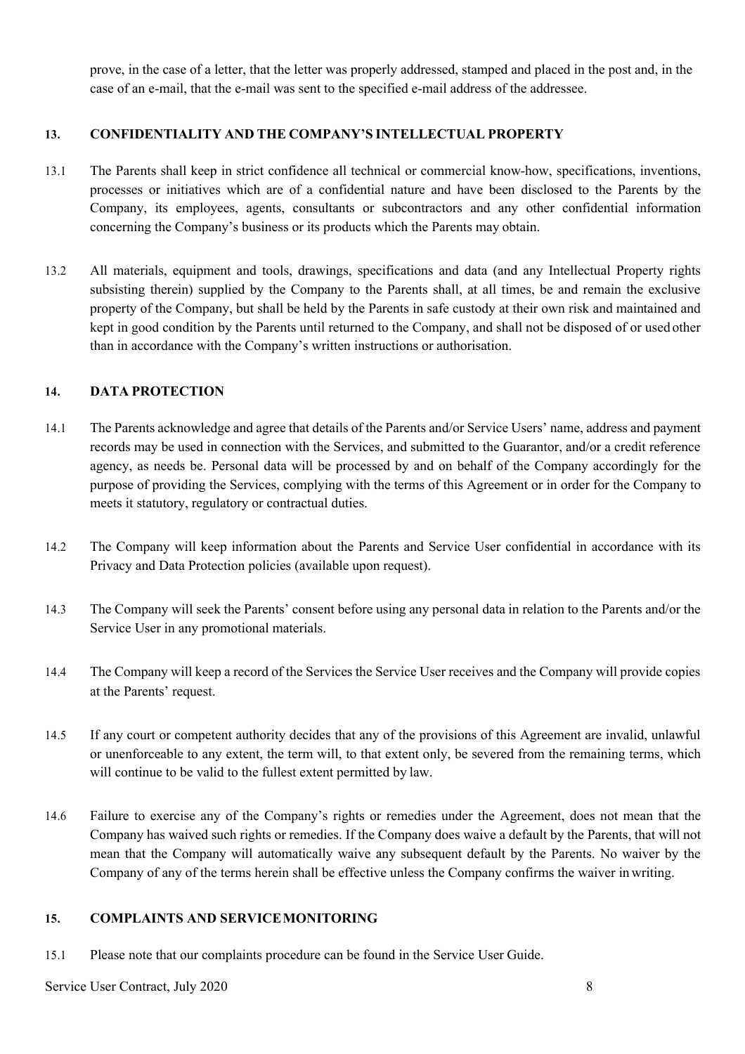prove, in the case of a letter, that the letter was properly addressed, stamped and placed in the post and, in the case of an e-mail, that the e-mail was sent to the specified e-mail address of the addressee.

## 13. CONFIDENTIALITY AND THE COMPANY'S INTELLECTUAL PROPERTY

13.1 The Parents shall keep in strict confidence all technical or commercial know-how, specifications, inventions, processes or initiatives which are of a confidential nature and have been disclosed to the Parents by the Company, its employees, agents, consultants or subcontractors and any other confidential information concerning the Company's business or its products which the Parents may obtain.

13.2 All materials, equipment and tools, drawings, specifications and data (and any Intellectual Property rights subsisting therein) supplied by the Company to the Parents shall, at all times, be and remain the exclusive property of the Company, but shall be held by the Parents in safe custody at their own risk and maintained and kept in good condition by the Parents until returned to the Company, and shall not be disposed of or used other than in accordance with the Company's written instructions or authorisation.

## 14. DATA PROTECTION

14.1 The Parents acknowledge and agree that details of the Parents and/or Service Users' name, address and payment records may be used in connection with the Services, and submitted to the Guarantor, and/or a credit reference agency, as needs be. Personal data will be processed by and on behalf of the Company accordingly for the purpose of providing the Services, complying with the terms of this Agreement or in order for the Company to meets it statutory, regulatory or contractual duties.

14.2 The Company will keep information about the Parents and Service User confidential in accordance with its Privacy and Data Protection policies (available upon request).

14.3 The Company will seek the Parents' consent before using any personal data in relation to the Parents and/or the Service User in any promotional materials.

14.4 The Company will keep a record of the Services the Service User receives and the Company will provide copies at the Parents' request.

14.5 If any court or competent authority decides that any of the provisions of this Agreement are invalid, unlawful or unenforceable to any extent, the term will, to that extent only, be severed from the remaining terms, which will continue to be valid to the fullest extent permitted by law.

14.6 Failure to exercise any of the Company's rights or remedies under the Agreement, does not mean that the Company has waived such rights or remedies. If the Company does waive a default by the Parents, that will not mean that the Company will automatically waive any subsequent default by the Parents. No waiver by the Company of any of the terms herein shall be effective unless the Company confirms the waiver in writing.

## 15. COMPLAINTS AND SERVICE MONITORING

15.1 Please note that our complaints procedure can be found in the Service User Guide.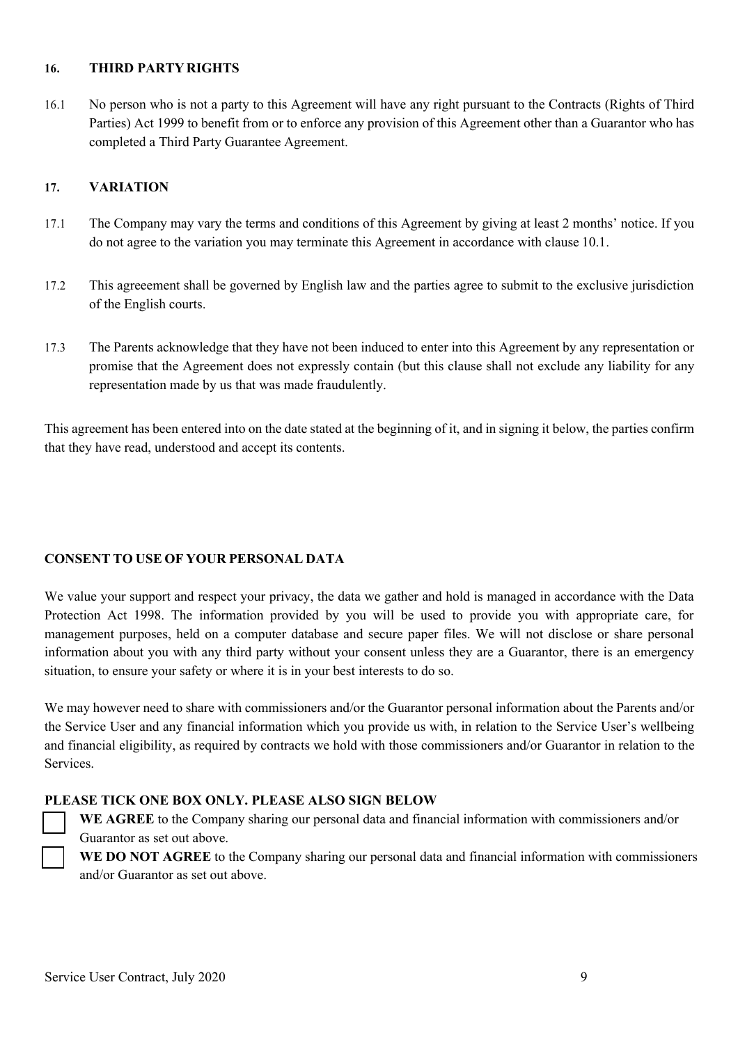## 16. THIRD PARTY RIGHTS

16.1 No person who is not a party to this Agreement will have any right pursuant to the Contracts (Rights of Third Parties) Act 1999 to benefit from or to enforce any provision of this Agreement other than a Guarantor who has completed a Third Party Guarantee Agreement.

## 17. VARIATION

17.1 The Company may vary the terms and conditions of this Agreement by giving at least 2 months' notice. If you do not agree to the variation you may terminate this Agreement in accordance with clause 10.1.

17.2 This agreeement shall be governed by English law and the parties agree to submit to the exclusive jurisdiction of the English courts.

17.3 The Parents acknowledge that they have not been induced to enter into this Agreement by any representation or promise that the Agreement does not expressly contain (but this clause shall not exclude any liability for any representation made by us that was made fraudulently.

This agreement has been entered into on the date stated at the beginning of it, and in signing it below, the parties confirm that they have read, understood and accept its contents.

## CONSENT TO USE OF YOUR PERSONAL DATA

We value your support and respect your privacy, the data we gather and hold is managed in accordance with the Data Protection Act 1998. The information provided by you will be used to provide you with appropriate care, for management purposes, held on a computer database and secure paper files. We will not disclose or share personal information about you with any third party without your consent unless they are a Guarantor, there is an emergency situation, to ensure your safety or where it is in your best interests to do so.

We may however need to share with commissioners and/or the Guarantor personal information about the Parents and/or the Service User and any financial information which you provide us with, in relation to the Service User's wellbeing and financial eligibility, as required by contracts we hold with those commissioners and/or Guarantor in relation to the Services.

**PLEASE TICK ONE BOX ONLY. PLEASE ALSO SIGN BELOW**

☐ **WE AGREE** to the Company sharing our personal data and financial information with commissioners and/or Guarantor as set out above.

☐ **WE DO NOT AGREE** to the Company sharing our personal data and financial information with commissioners and/or Guarantor as set out above.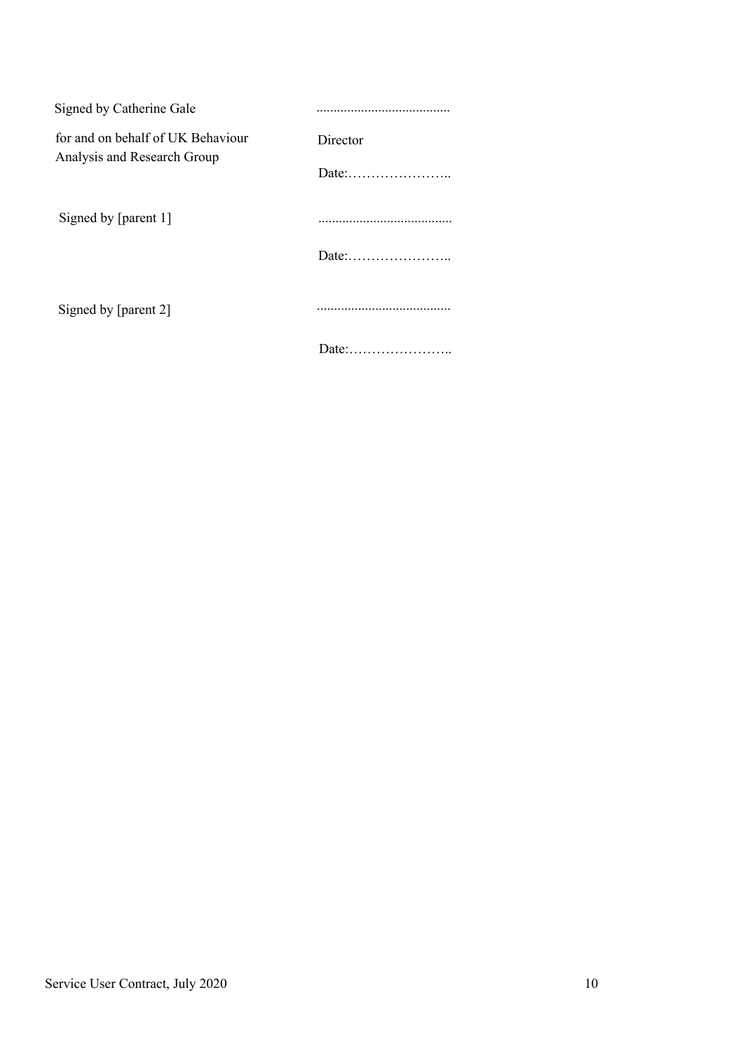| | |
|---|---|
| Signed by Catherine Gale | ....................................... |
| for and on behalf of UK Behaviour Analysis and Research Group | Director |
| | Date:………………….. |
| Signed by [parent 1] | ....................................... |
| | Date:………………….. |
| Signed by [parent 2] | ....................................... |
| | Date:………………….. |

Service User Contract, July 2020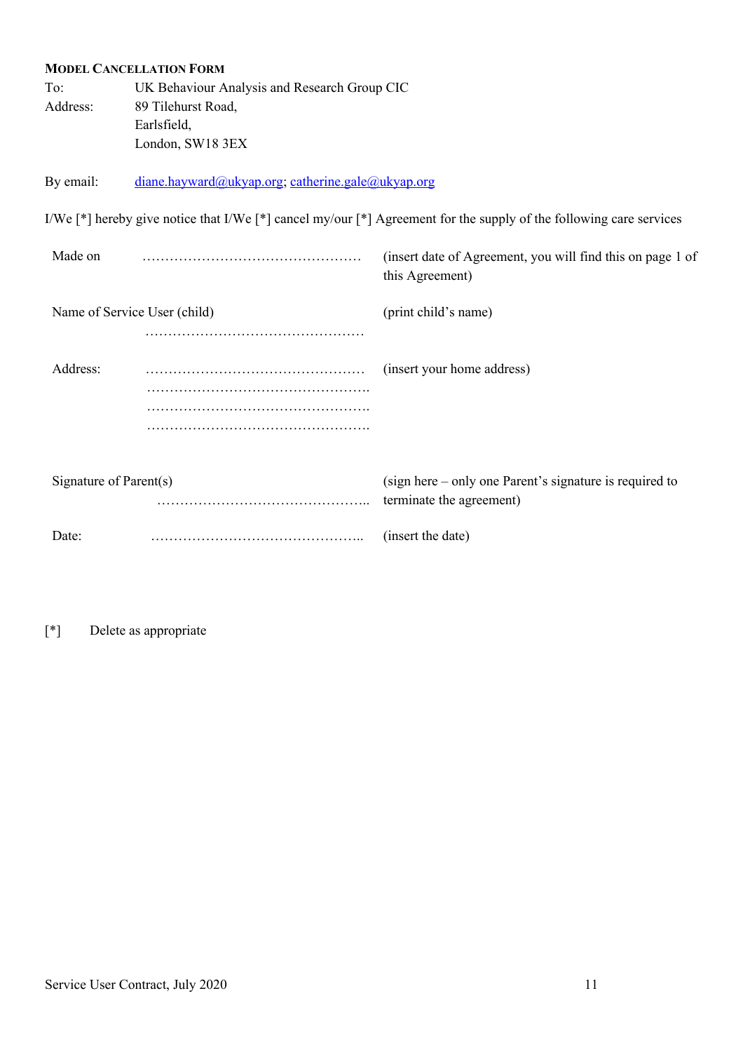**MODEL CANCELLATION FORM**

To: UK Behaviour Analysis and Research Group CIC

Address: 89 Tilehurst Road,
Earlsfield,
London, SW18 3EX

By email: diane.hayward@ukyap.org; catherine.gale@ukyap.org

I/We [*] hereby give notice that I/We [*] cancel my/our [*] Agreement for the supply of the following care services

| | | |
|---|---|---|
| Made on | ………………………………………… | (insert date of Agreement, you will find this on page 1 of this Agreement) |
| Name of Service User (child) ………………………………………… | | (print child's name) |
| Address: | ………………………………………… ………………………………………… ………………………………………… ………………………………………… | (insert your home address) |
| Signature of Parent(s) ………………………………………… | | (sign here – only one Parent's signature is required to terminate the agreement) |
| Date: | ………………………………………… | (insert the date) |

[*] Delete as appropriate

Service User Contract, July 2020